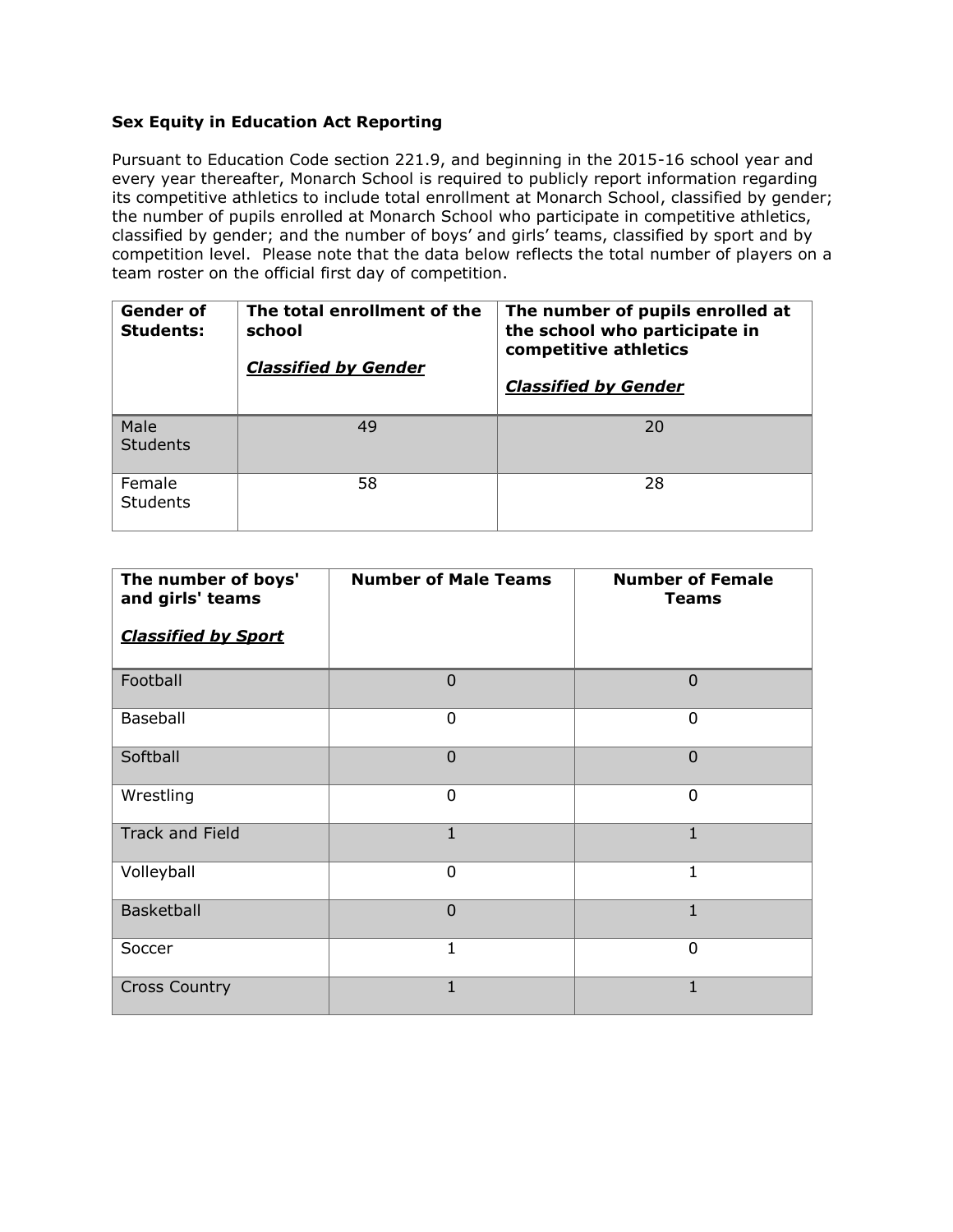**Sex Equity in Education Act Reporting**

Pursuant to Education Code section 221.9, and beginning in the 2015-16 school year and every year thereafter, Monarch School is required to publicly report information regarding its competitive athletics to include total enrollment at Monarch School, classified by gender; the number of pupils enrolled at Monarch School who participate in competitive athletics, classified by gender; and the number of boys' and girls' teams, classified by sport and by competition level. Please note that the data below reflects the total number of players on a team roster on the official first day of competition.

| **Gender of Students:** | **The total enrollment of the school** <br> ***Classified by Gender*** | **The number of pupils enrolled at the school who participate in competitive athletics** <br> ***Classified by Gender*** |
|---|---|---|
| Male Students | 49 | 20 |
| Female Students | 58 | 28 |

| **The number of boys' and girls' teams** <br> ***Classified by Sport*** | **Number of Male Teams** | **Number of Female Teams** |
|---|---|---|
| Football | 0 | 0 |
| Baseball | 0 | 0 |
| Softball | 0 | 0 |
| Wrestling | 0 | 0 |
| Track and Field | 1 | 1 |
| Volleyball | 0 | 1 |
| Basketball | 0 | 1 |
| Soccer | 1 | 0 |
| Cross Country | 1 | 1 |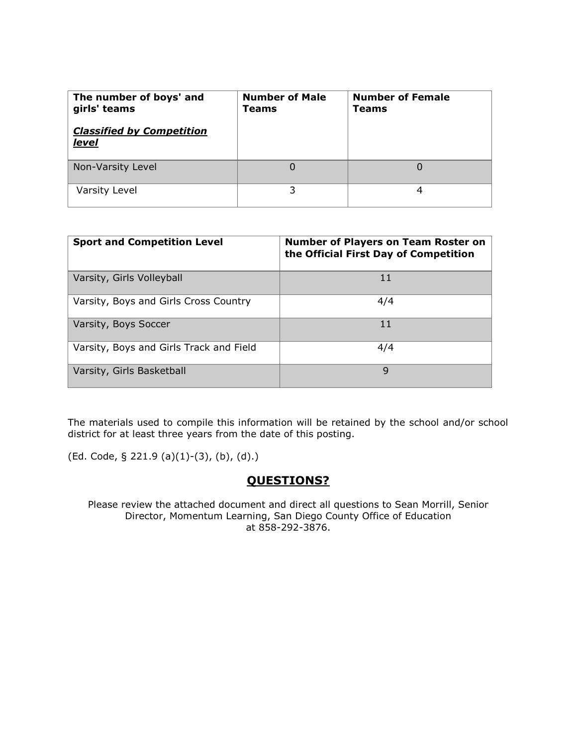| **The number of boys' and girls' teams**<br><br>***Classified by Competition level*** | **Number of Male Teams** | **Number of Female Teams** |
|---|---|---|
| Non-Varsity Level | 0 | 0 |
| Varsity Level | 3 | 4 |

| **Sport and Competition Level** | **Number of Players on Team Roster on the Official First Day of Competition** |
|---|---|
| Varsity, Girls Volleyball | 11 |
| Varsity, Boys and Girls Cross Country | 4/4 |
| Varsity, Boys Soccer | 11 |
| Varsity, Boys and Girls Track and Field | 4/4 |
| Varsity, Girls Basketball | 9 |

The materials used to compile this information will be retained by the school and/or school district for at least three years from the date of this posting.

(Ed. Code, § 221.9 (a)(1)-(3), (b), (d).)

## QUESTIONS?

Please review the attached document and direct all questions to Sean Morrill, Senior Director, Momentum Learning, San Diego County Office of Education at 858-292-3876.